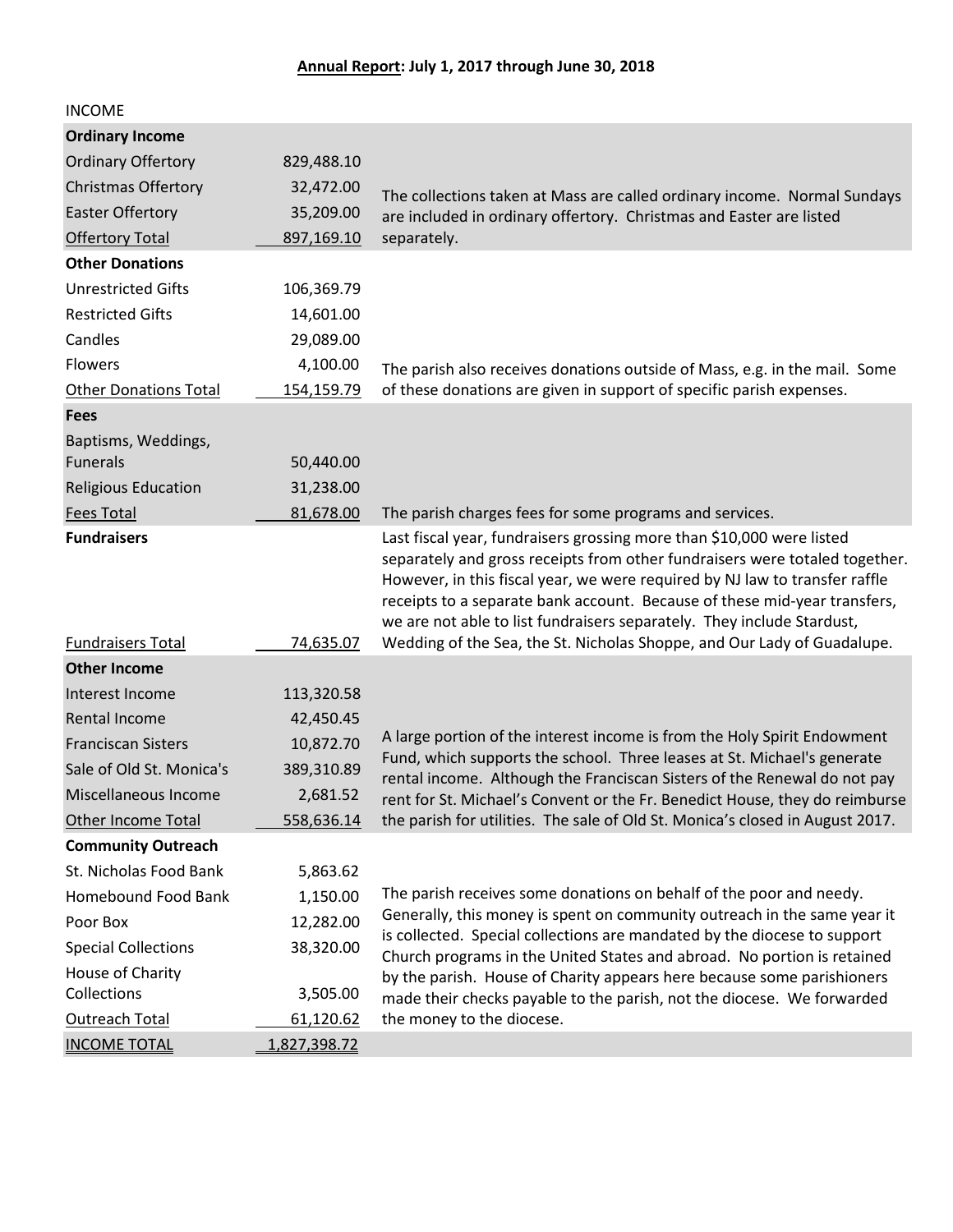**Annual Report: July 1, 2017 through June 30, 2018**

INCOME

| | | |
|---|---|---|
| **Ordinary Income** | | |
| Ordinary Offertory | 829,488.10 | |
| Christmas Offertory | 32,472.00 | The collections taken at Mass are called ordinary income. Normal Sundays are included in ordinary offertory. Christmas and Easter are listed separately. |
| Easter Offertory | 35,209.00 | |
| Offertory Total | 897,169.10 | |
| **Other Donations** | | |
| Unrestricted Gifts | 106,369.79 | |
| Restricted Gifts | 14,601.00 | |
| Candles | 29,089.00 | |
| Flowers | 4,100.00 | The parish also receives donations outside of Mass, e.g. in the mail. Some of these donations are given in support of specific parish expenses. |
| Other Donations Total | 154,159.79 | |
| **Fees** | | |
| Baptisms, Weddings, Funerals | 50,440.00 | |
| Religious Education | 31,238.00 | |
| Fees Total | 81,678.00 | The parish charges fees for some programs and services. |
| **Fundraisers** | | Last fiscal year, fundraisers grossing more than $10,000 were listed separately and gross receipts from other fundraisers were totaled together. However, in this fiscal year, we were required by NJ law to transfer raffle receipts to a separate bank account. Because of these mid-year transfers, we are not able to list fundraisers separately. They include Stardust, Wedding of the Sea, the St. Nicholas Shoppe, and Our Lady of Guadalupe. |
| Fundraisers Total | 74,635.07 | |
| **Other Income** | | |
| Interest Income | 113,320.58 | |
| Rental Income | 42,450.45 | |
| Franciscan Sisters | 10,872.70 | A large portion of the interest income is from the Holy Spirit Endowment Fund, which supports the school. Three leases at St. Michael's generate rental income. Although the Franciscan Sisters of the Renewal do not pay rent for St. Michael's Convent or the Fr. Benedict House, they do reimburse the parish for utilities. The sale of Old St. Monica's closed in August 2017. |
| Sale of Old St. Monica's | 389,310.89 | |
| Miscellaneous Income | 2,681.52 | |
| Other Income Total | 558,636.14 | |
| **Community Outreach** | | |
| St. Nicholas Food Bank | 5,863.62 | |
| Homebound Food Bank | 1,150.00 | The parish receives some donations on behalf of the poor and needy. Generally, this money is spent on community outreach in the same year it is collected. Special collections are mandated by the diocese to support Church programs in the United States and abroad. No portion is retained by the parish. House of Charity appears here because some parishioners made their checks payable to the parish, not the diocese. We forwarded the money to the diocese. |
| Poor Box | 12,282.00 | |
| Special Collections | 38,320.00 | |
| House of Charity Collections | 3,505.00 | |
| Outreach Total | 61,120.62 | |
| INCOME TOTAL | 1,827,398.72 | |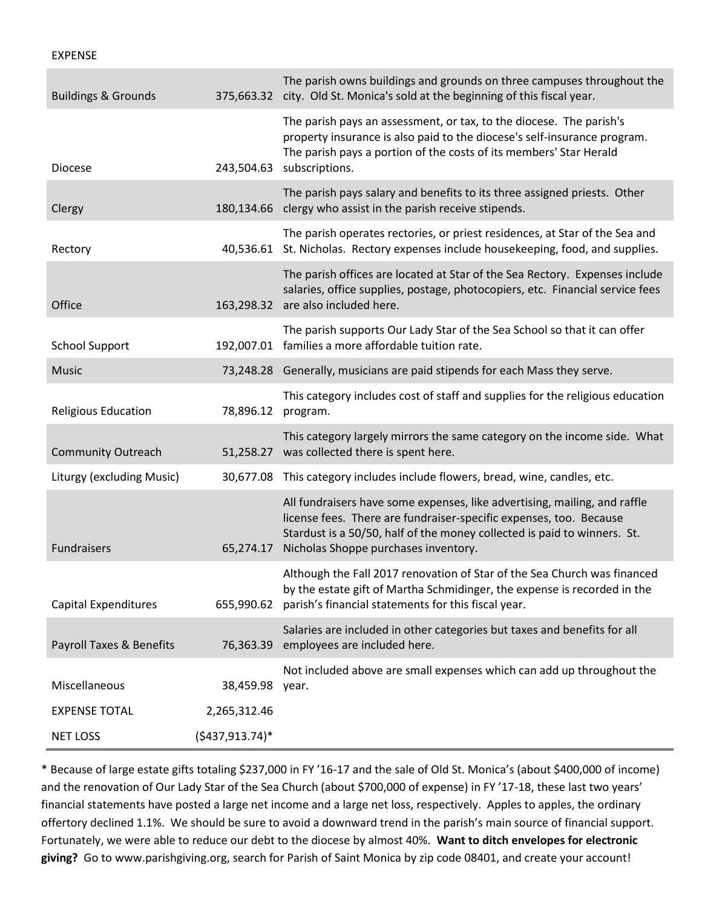EXPENSE

| | | |
|---|---|---|
| Buildings & Grounds | 375,663.32 | The parish owns buildings and grounds on three campuses throughout the city. Old St. Monica's sold at the beginning of this fiscal year. |
| Diocese | 243,504.63 | The parish pays an assessment, or tax, to the diocese. The parish's property insurance is also paid to the diocese's self-insurance program. The parish pays a portion of the costs of its members' Star Herald subscriptions. |
| Clergy | 180,134.66 | The parish pays salary and benefits to its three assigned priests. Other clergy who assist in the parish receive stipends. |
| Rectory | 40,536.61 | The parish operates rectories, or priest residences, at Star of the Sea and St. Nicholas. Rectory expenses include housekeeping, food, and supplies. |
| Office | 163,298.32 | The parish offices are located at Star of the Sea Rectory. Expenses include salaries, office supplies, postage, photocopiers, etc. Financial service fees are also included here. |
| School Support | 192,007.01 | The parish supports Our Lady Star of the Sea School so that it can offer families a more affordable tuition rate. |
| Music | 73,248.28 | Generally, musicians are paid stipends for each Mass they serve. |
| Religious Education | 78,896.12 | This category includes cost of staff and supplies for the religious education program. |
| Community Outreach | 51,258.27 | This category largely mirrors the same category on the income side. What was collected there is spent here. |
| Liturgy (excluding Music) | 30,677.08 | This category includes include flowers, bread, wine, candles, etc. |
| Fundraisers | 65,274.17 | All fundraisers have some expenses, like advertising, mailing, and raffle license fees. There are fundraiser-specific expenses, too. Because Stardust is a 50/50, half of the money collected is paid to winners. St. Nicholas Shoppe purchases inventory. |
| Capital Expenditures | 655,990.62 | Although the Fall 2017 renovation of Star of the Sea Church was financed by the estate gift of Martha Schmidinger, the expense is recorded in the parish's financial statements for this fiscal year. |
| Payroll Taxes & Benefits | 76,363.39 | Salaries are included in other categories but taxes and benefits for all employees are included here. |
| Miscellaneous | 38,459.98 | Not included above are small expenses which can add up throughout the year. |
| EXPENSE TOTAL | 2,265,312.46 | |
| NET LOSS | ($437,913.74)* | |

* Because of large estate gifts totaling $237,000 in FY '16-17 and the sale of Old St. Monica's (about $400,000 of income) and the renovation of Our Lady Star of the Sea Church (about $700,000 of expense) in FY '17-18, these last two years' financial statements have posted a large net income and a large net loss, respectively. Apples to apples, the ordinary offertory declined 1.1%. We should be sure to avoid a downward trend in the parish's main source of financial support. Fortunately, we were able to reduce our debt to the diocese by almost 40%. **Want to ditch envelopes for electronic giving?** Go to www.parishgiving.org, search for Parish of Saint Monica by zip code 08401, and create your account!